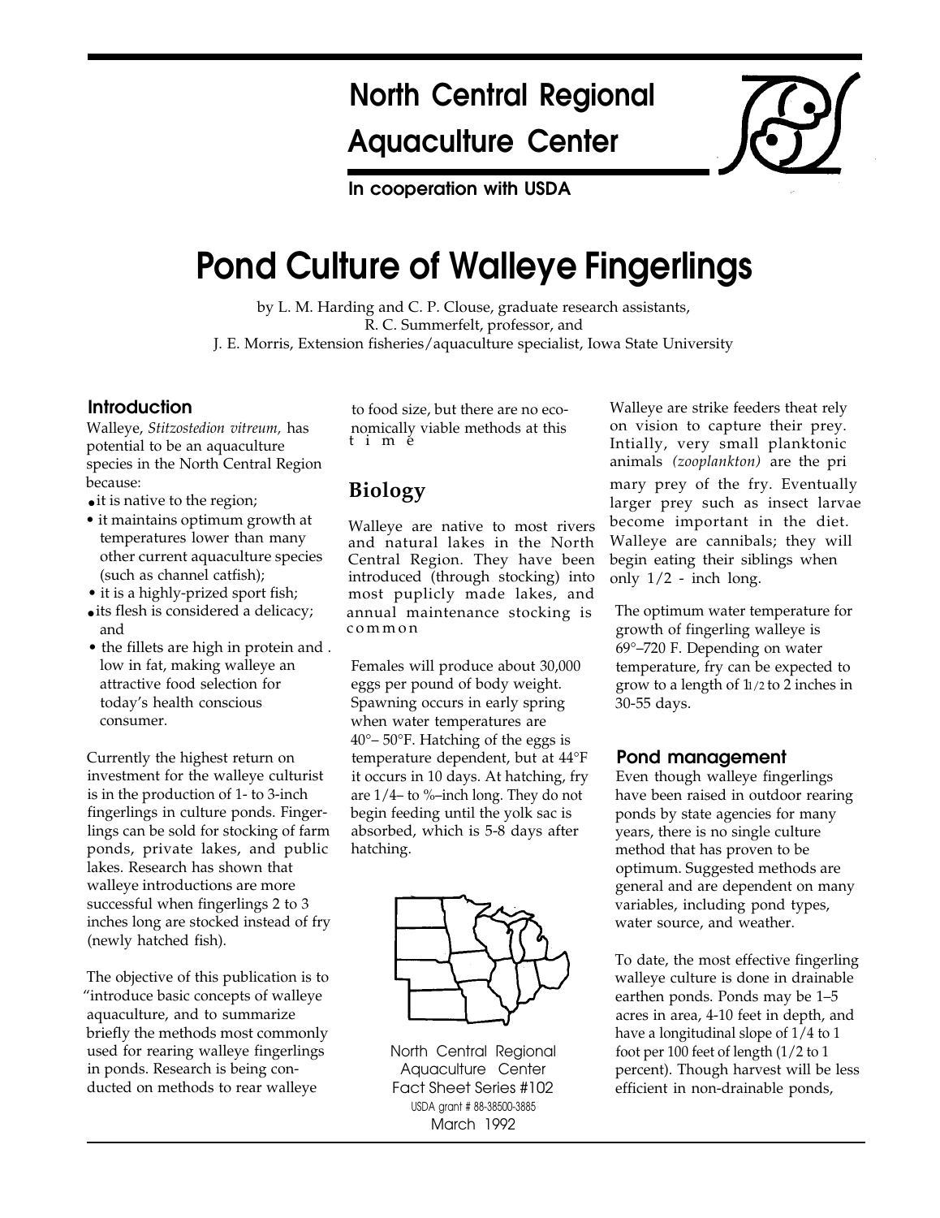# North Central Regional Aquaculture Center

**In cooperation with USDA**

# Pond Culture of Walleye Fingerlings

by L. M. Harding and C. P. Clouse, graduate research assistants,
R. C. Summerfelt, professor, and
J. E. Morris, Extension fisheries/aquaculture specialist, Iowa State University

## Introduction

Walleye, *Stitzostedion vitreum,* has potential to be an aquaculture species in the North Central Region because:

- it is native to the region;
- it maintains optimum growth at temperatures lower than many other current aquaculture species (such as channel catfish);
- it is a highly-prized sport fish;
- its flesh is considered a delicacy; and
- the fillets are high in protein and low in fat, making walleye an attractive food selection for today's health conscious consumer.

Currently the highest return on investment for the walleye culturist is in the production of 1- to 3-inch fingerlings in culture ponds. Fingerlings can be sold for stocking of farm ponds, private lakes, and public lakes. Research has shown that walleye introductions are more successful when fingerlings 2 to 3 inches long are stocked instead of fry (newly hatched fish).

The objective of this publication is to "introduce basic concepts of walleye aquaculture, and to summarize briefly the methods most commonly used for rearing walleye fingerlings in ponds. Research is being conducted on methods to rear walleye to food size, but there are no economically viable methods at this time

## Biology

Walleye are native to most rivers and natural lakes in the North Central Region. They have been introduced (through stocking) into most puplicly made lakes, and annual maintenance stocking is common

Females will produce about 30,000 eggs per pound of body weight. Spawning occurs in early spring when water temperatures are 40°– 50°F. Hatching of the eggs is temperature dependent, but at 44°F it occurs in 10 days. At hatching, fry are 1/4– to %–inch long. They do not begin feeding until the yolk sac is absorbed, which is 5-8 days after hatching.

North Central Regional Aquaculture Center
Fact Sheet Series #102
USDA grant # 88-38500-3885
March 1992

Walleye are strike feeders theat rely on vision to capture their prey. Intially, very small planktonic animals *(zooplankton)* are the primary prey of the fry. Eventually larger prey such as insect larvae become important in the diet. Walleye are cannibals; they will begin eating their siblings when only 1/2 - inch long.

The optimum water temperature for growth of fingerling walleye is 69°–720 F. Depending on water temperature, fry can be expected to grow to a length of 11/2 to 2 inches in 30-55 days.

## Pond management

Even though walleye fingerlings have been raised in outdoor rearing ponds by state agencies for many years, there is no single culture method that has proven to be optimum. Suggested methods are general and are dependent on many variables, including pond types, water source, and weather.

To date, the most effective fingerling walleye culture is done in drainable earthen ponds. Ponds may be 1–5 acres in area, 4-10 feet in depth, and have a longitudinal slope of 1/4 to 1 foot per 100 feet of length (1/2 to 1 percent). Though harvest will be less efficient in non-drainable ponds,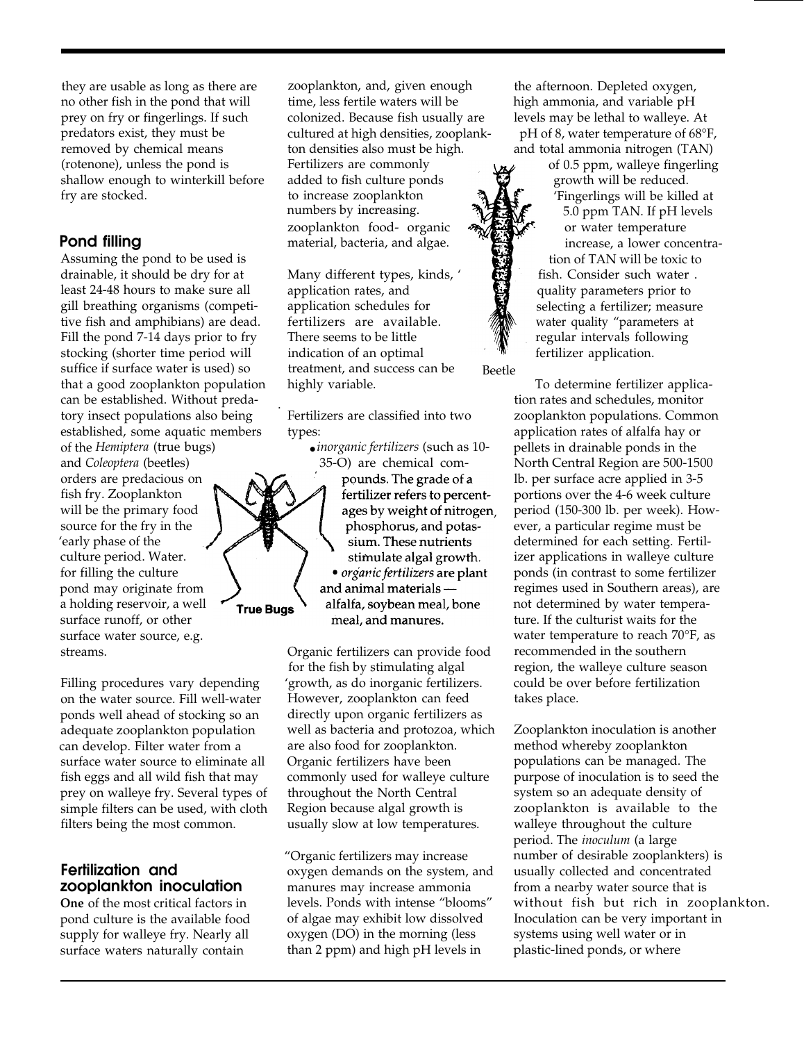they are usable as long as there are no other fish in the pond that will prey on fry or fingerlings. If such predators exist, they must be removed by chemical means (rotenone), unless the pond is shallow enough to winterkill before fry are stocked.

## Pond filling

Assuming the pond to be used is drainable, it should be dry for at least 24-48 hours to make sure all gill breathing organisms (competitive fish and amphibians) are dead. Fill the pond 7-14 days prior to fry stocking (shorter time period will suffice if surface water is used) so that a good zooplankton population can be established. Without predatory insect populations also being established, some aquatic members of the *Hemiptera* (true bugs) and *Coleoptera* (beetles) orders are predacious on fish fry. Zooplankton will be the primary food source for the fry in the early phase of the culture period. Water for filling the culture pond may originate from a holding reservoir, a well surface runoff, or other surface water source, e.g. streams.

True Bugs

Filling procedures vary depending on the water source. Fill well-water ponds well ahead of stocking so an adequate zooplankton population can develop. Filter water from a surface water source to eliminate all fish eggs and all wild fish that may prey on walleye fry. Several types of simple filters can be used, with cloth filters being the most common.

## Fertilization and zooplankton inoculation

**One** of the most critical factors in pond culture is the available food supply for walleye fry. Nearly all surface waters naturally contain zooplankton, and, given enough time, less fertile waters will be colonized. Because fish usually are cultured at high densities, zooplankton densities also must be high. Fertilizers are commonly added to fish culture ponds to increase zooplankton numbers by increasing zooplankton food- organic material, bacteria, and algae.

Many different types, kinds, application rates, and application schedules for fertilizers are available. There seems to be little indication of an optimal treatment, and success can be highly variable.

Fertilizers are classified into two types:

- *inorganic fertilizers* (such as 10-35-O) are chemical compounds. The grade of a fertilizer refers to percentages by weight of nitrogen, phosphorus, and potassium. These nutrients stimulate algal growth.
- *organic fertilizers* are plant and animal materials — alfalfa, soybean meal, bone meal, and manures.

Organic fertilizers can provide food for the fish by stimulating algal growth, as do inorganic fertilizers. However, zooplankton can feed directly upon organic fertilizers as well as bacteria and protozoa, which are also food for zooplankton. Organic fertilizers have been commonly used for walleye culture throughout the North Central Region because algal growth is usually slow at low temperatures.

Organic fertilizers may increase oxygen demands on the system, and manures may increase ammonia levels. Ponds with intense "blooms" of algae may exhibit low dissolved oxygen (DO) in the morning (less than 2 ppm) and high pH levels in the afternoon. Depleted oxygen, high ammonia, and variable pH levels may be lethal to walleye. At pH of 8, water temperature of 68°F, and total ammonia nitrogen (TAN) of 0.5 ppm, walleye fingerling growth will be reduced. Fingerlings will be killed at 5.0 ppm TAN. If pH levels or water temperature increase, a lower concentration of TAN will be toxic to fish. Consider such water quality parameters prior to selecting a fertilizer; measure water quality parameters at regular intervals following fertilizer application.

Beetle

To determine fertilizer application rates and schedules, monitor zooplankton populations. Common application rates of alfalfa hay or pellets in drainable ponds in the North Central Region are 500-1500 lb. per surface acre applied in 3-5 portions over the 4-6 week culture period (150-300 lb. per week). However, a particular regime must be determined for each setting. Fertilizer applications in walleye culture ponds (in contrast to some fertilizer regimes used in Southern areas), are not determined by water temperature. If the culturist waits for the water temperature to reach 70°F, as recommended in the southern region, the walleye culture season could be over before fertilization takes place.

Zooplankton inoculation is another method whereby zooplankton populations can be managed. The purpose of inoculation is to seed the system so an adequate density of zooplankton is available to the walleye throughout the culture period. The *inoculum* (a large number of desirable zooplankters) is usually collected and concentrated from a nearby water source that is without fish but rich in zooplankton. Inoculation can be very important in systems using well water or in plastic-lined ponds, or where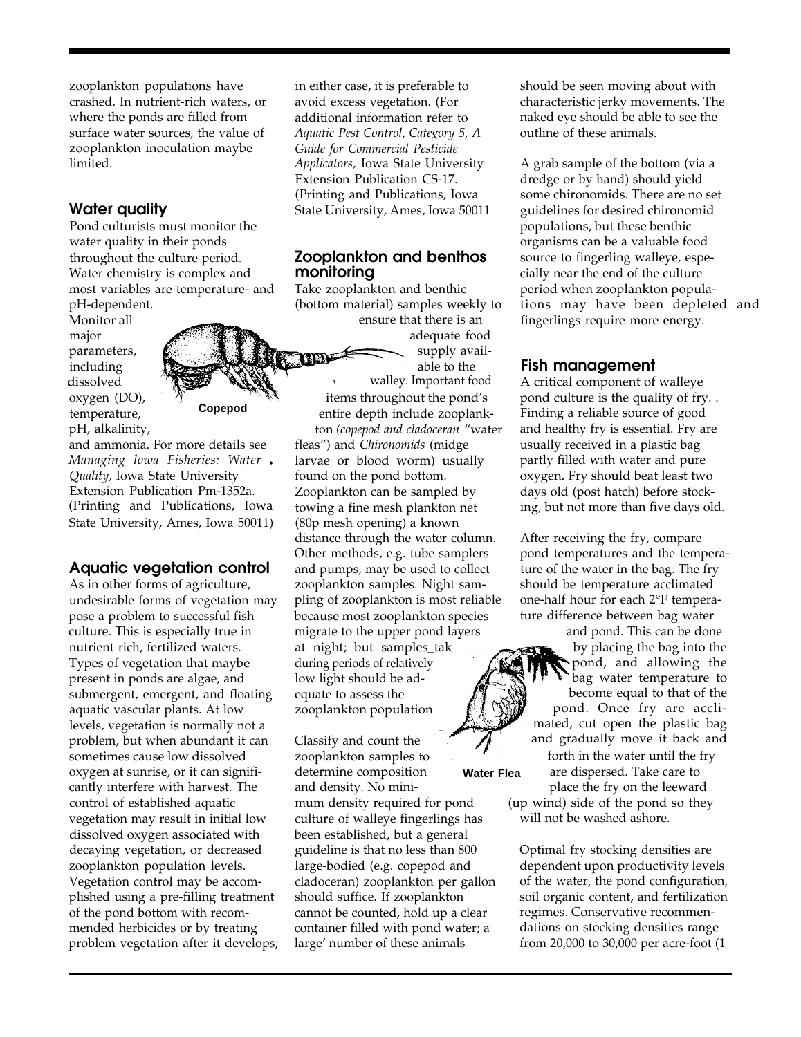zooplankton populations have crashed. In nutrient-rich waters, or where the ponds are filled from surface water sources, the value of zooplankton inoculation maybe limited.

## Water quality

Pond culturists must monitor the water quality in their ponds throughout the culture period. Water chemistry is complex and most variables are temperature- and pH-dependent. Monitor all major parameters, including dissolved oxygen (DO), temperature, pH, alkalinity, and ammonia. For more details see *Managing Iowa Fisheries: Water Quality,* Iowa State University Extension Publication Pm-1352a. (Printing and Publications, Iowa State University, Ames, Iowa 50011)

Copepod

## Aquatic vegetation control

As in other forms of agriculture, undesirable forms of vegetation may pose a problem to successful fish culture. This is especially true in nutrient rich, fertilized waters. Types of vegetation that maybe present in ponds are algae, and submergent, emergent, and floating aquatic vascular plants. At low levels, vegetation is normally not a problem, but when abundant it can sometimes cause low dissolved oxygen at sunrise, or it can significantly interfere with harvest. The control of established aquatic vegetation may result in initial low dissolved oxygen associated with decaying vegetation, or decreased zooplankton population levels. Vegetation control may be accomplished using a pre-filling treatment of the pond bottom with recommended herbicides or by treating problem vegetation after it develops; in either case, it is preferable to avoid excess vegetation. (For additional information refer to *Aquatic Pest Control, Category 5, A Guide for Commercial Pesticide Applicators,* Iowa State University Extension Publication CS-17. (Printing and Publications, Iowa State University, Ames, Iowa 50011

## Zooplankton and benthos monitoring

Take zooplankton and benthic (bottom material) samples weekly to ensure that there is an adequate food supply available to the walley. Important food items throughout the pond's entire depth include zooplankton *(copepod and cladoceran* "water fleas") and *Chironomids* (midge larvae or blood worm) usually found on the pond bottom. Zooplankton can be sampled by towing a fine mesh plankton net (80µ mesh opening) a known distance through the water column. Other methods, e.g. tube samplers and pumps, may be used to collect zooplankton samples. Night sampling of zooplankton is most reliable because most zooplankton species migrate to the upper pond layers at night; but samples_tak during periods of relatively low light should be adequate to assess the zooplankton population

Classify and count the zooplankton samples to determine composition and density. No minimum density required for pond culture of walleye fingerlings has been established, but a general guideline is that no less than 800 large-bodied (e.g. copepod and cladoceran) zooplankton per gallon should suffice. If zooplankton cannot be counted, hold up a clear container filled with pond water; a large' number of these animals should be seen moving about with characteristic jerky movements. The naked eye should be able to see the outline of these animals.

Water Flea

A grab sample of the bottom (via a dredge or by hand) should yield some chironomids. There are no set guidelines for desired chironomid populations, but these benthic organisms can be a valuable food source to fingerling walleye, especially near the end of the culture period when zooplankton populations may have been depleted and fingerlings require more energy.

## Fish management

A critical component of walleye pond culture is the quality of fry. . Finding a reliable source of good and healthy fry is essential. Fry are usually received in a plastic bag partly filled with water and pure oxygen. Fry should beat least two days old (post hatch) before stocking, but not more than five days old.

After receiving the fry, compare pond temperatures and the temperature of the water in the bag. The fry should be temperature acclimated one-half hour for each 2°F temperature difference between bag water and pond. This can be done by placing the bag into the pond, and allowing the bag water temperature to become equal to that of the pond. Once fry are acclimated, cut open the plastic bag and gradually move it back and forth in the water until the fry are dispersed. Take care to place the fry on the leeward (up wind) side of the pond so they will not be washed ashore.

Optimal fry stocking densities are dependent upon productivity levels of the water, the pond configuration, soil organic content, and fertilization regimes. Conservative recommendations on stocking densities range from 20,000 to 30,000 per acre-foot (1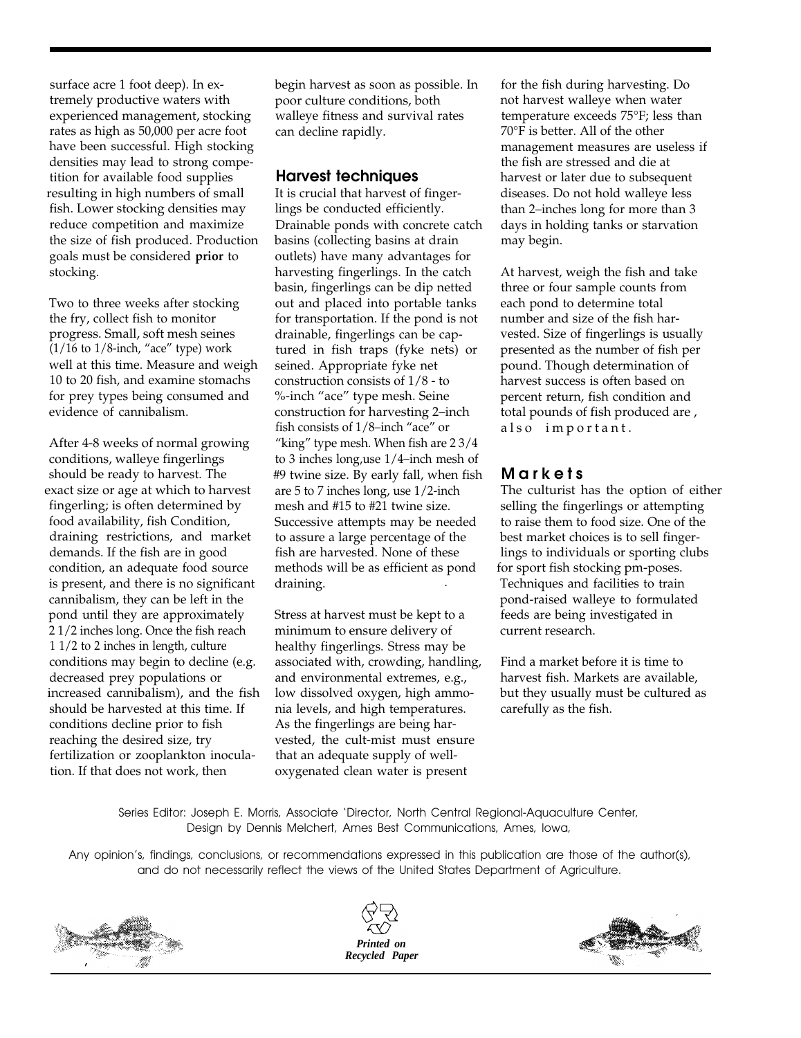surface acre 1 foot deep). In extremely productive waters with experienced management, stocking rates as high as 50,000 per acre foot have been successful. High stocking densities may lead to strong competition for available food supplies resulting in high numbers of small fish. Lower stocking densities may reduce competition and maximize the size of fish produced. Production goals must be considered **prior** to stocking.

Two to three weeks after stocking the fry, collect fish to monitor progress. Small, soft mesh seines (1/16 to 1/8-inch, "ace" type) work well at this time. Measure and weigh 10 to 20 fish, and examine stomachs for prey types being consumed and evidence of cannibalism.

After 4-8 weeks of normal growing conditions, walleye fingerlings should be ready to harvest. The exact size or age at which to harvest fingerling; is often determined by food availability, fish Condition, draining restrictions, and market demands. If the fish are in good condition, an adequate food source is present, and there is no significant cannibalism, they can be left in the pond until they are approximately 2 1/2 inches long. Once the fish reach 1 1/2 to 2 inches in length, culture conditions may begin to decline (e.g. decreased prey populations or increased cannibalism), and the fish should be harvested at this time. If conditions decline prior to fish reaching the desired size, try fertilization or zooplankton inoculation. If that does not work, then begin harvest as soon as possible. In poor culture conditions, both walleye fitness and survival rates can decline rapidly.

## Harvest techniques

It is crucial that harvest of fingerlings be conducted efficiently. Drainable ponds with concrete catch basins (collecting basins at drain outlets) have many advantages for harvesting fingerlings. In the catch basin, fingerlings can be dip netted out and placed into portable tanks for transportation. If the pond is not drainable, fingerlings can be captured in fish traps (fyke nets) or seined. Appropriate fyke net construction consists of 1/8 - to %-inch "ace" type mesh. Seine construction for harvesting 2–inch fish consists of 1/8–inch "ace" or "king" type mesh. When fish are 2 3/4 to 3 inches long,use 1/4–inch mesh of #9 twine size. By early fall, when fish are 5 to 7 inches long, use 1/2-inch mesh and #15 to #21 twine size. Successive attempts may be needed to assure a large percentage of the fish are harvested. None of these methods will be as efficient as pond draining.

Stress at harvest must be kept to a minimum to ensure delivery of healthy fingerlings. Stress may be associated with, crowding, handling, and environmental extremes, e.g., low dissolved oxygen, high ammonia levels, and high temperatures. As the fingerlings are being harvested, the cult-mist must ensure that an adequate supply of well-oxygenated clean water is present for the fish during harvesting. Do not harvest walleye when water temperature exceeds 75°F; less than 70°F is better. All of the other management measures are useless if the fish are stressed and die at harvest or later due to subsequent diseases. Do not hold walleye less than 2–inches long for more than 3 days in holding tanks or starvation may begin.

At harvest, weigh the fish and take three or four sample counts from each pond to determine total number and size of the fish harvested. Size of fingerlings is usually presented as the number of fish per pound. Though determination of harvest success is often based on percent return, fish condition and total pounds of fish produced are , also important.

## Markets

The culturist has the option of either selling the fingerlings or attempting to raise them to food size. One of the best market choices is to sell fingerlings to individuals or sporting clubs for sport fish stocking pm-poses. Techniques and facilities to train pond-raised walleye to formulated feeds are being investigated in current research.

Find a market before it is time to harvest fish. Markets are available, but they usually must be cultured as carefully as the fish.

Series Editor: Joseph E. Morris, Associate 'Director, North Central Regional-Aquaculture Center, Design by Dennis Melchert, Ames Best Communications, Ames, Iowa,

Any opinion's, findings, conclusions, or recommendations expressed in this publication are those of the author(s), and do not necessarily reflect the views of the United States Department of Agriculture.

*Printed on Recycled Paper*